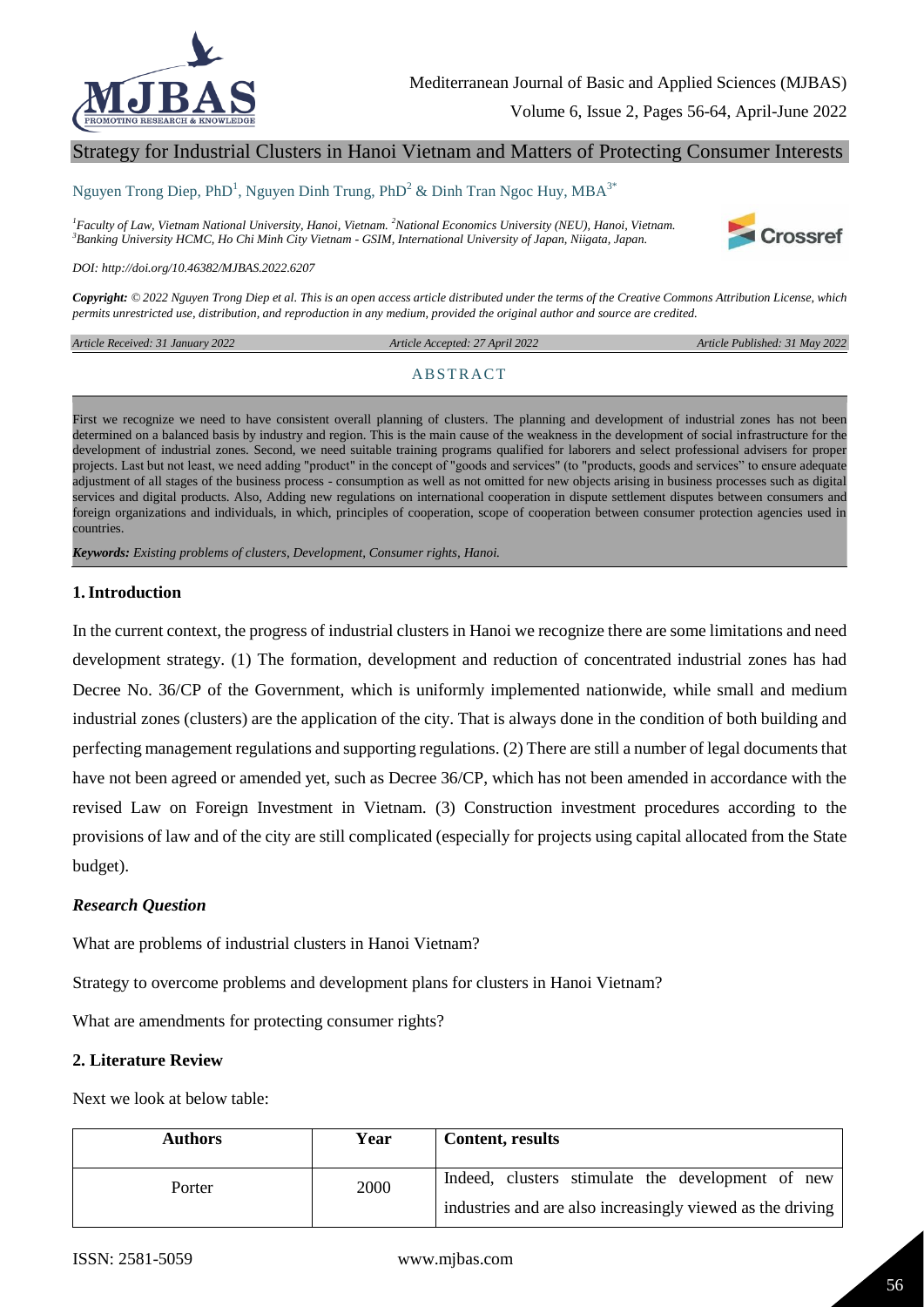# Strategy for Industrial Clusters in Hanoi Vietnam and Matters of Protecting Consumer Interests

Nguyen Trong Diep, PhD[1], Nguyen Dinh Trung, PhD[2] & Dinh Tran Ngoc Huy, MBA[3*]

[1]Faculty of Law, Vietnam National University, Hanoi, Vietnam. [2]National Economics University (NEU), Hanoi, Vietnam. [3]Banking University HCMC, Ho Chi Minh City Vietnam - GSIM, International University of Japan, Niigata, Japan.

*DOI: http://doi.org/10.46382/MJBAS.2022.6207*

*Copyright: © 2022 Nguyen Trong Diep et al. This is an open access article distributed under the terms of the Creative Commons Attribution License, which permits unrestricted use, distribution, and reproduction in any medium, provided the original author and source are credited.*

*Article Received: 31 January 2022* | *Article Accepted: 27 April 2022* | *Article Published: 31 May 2022*

## ABSTRACT

First we recognize we need to have consistent overall planning of clusters. The planning and development of industrial zones has not been determined on a balanced basis by industry and region. This is the main cause of the weakness in the development of social infrastructure for the development of industrial zones. Second, we need suitable training programs qualified for laborers and select professional advisers for proper projects. Last but not least, we need adding "product" in the concept of "goods and services" (to "products, goods and services" to ensure adequate adjustment of all stages of the business process - consumption as well as not omitted for new objects arising in business processes such as digital services and digital products. Also, Adding new regulations on international cooperation in dispute settlement disputes between consumers and foreign organizations and individuals, in which, principles of cooperation, scope of cooperation between consumer protection agencies used in countries.

***Keywords:*** *Existing problems of clusters, Development, Consumer rights, Hanoi.*

## 1. Introduction

In the current context, the progress of industrial clusters in Hanoi we recognize there are some limitations and need development strategy. (1) The formation, development and reduction of concentrated industrial zones has had Decree No. 36/CP of the Government, which is uniformly implemented nationwide, while small and medium industrial zones (clusters) are the application of the city. That is always done in the condition of both building and perfecting management regulations and supporting regulations. (2) There are still a number of legal documents that have not been agreed or amended yet, such as Decree 36/CP, which has not been amended in accordance with the revised Law on Foreign Investment in Vietnam. (3) Construction investment procedures according to the provisions of law and of the city are still complicated (especially for projects using capital allocated from the State budget).

### *Research Question*

What are problems of industrial clusters in Hanoi Vietnam?

Strategy to overcome problems and development plans for clusters in Hanoi Vietnam?

What are amendments for protecting consumer rights?

## 2. Literature Review

Next we look at below table:

| Authors | Year | Content, results |
|---|---|---|
| Porter | 2000 | Indeed, clusters stimulate the development of new industries and are also increasingly viewed as the driving |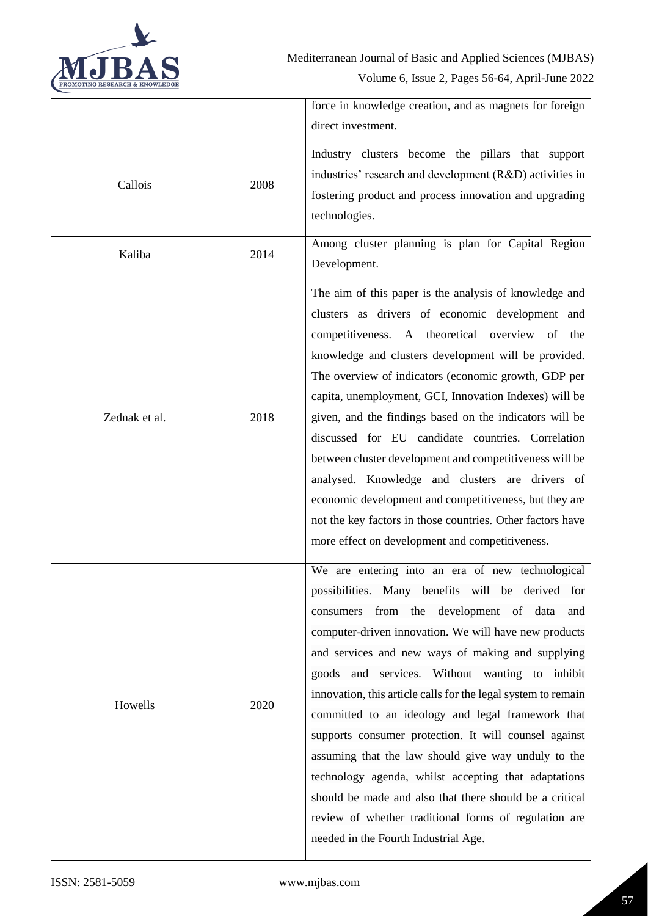| | | |
|---|---|---|
| | | force in knowledge creation, and as magnets for foreign direct investment. |
| Callois | 2008 | Industry clusters become the pillars that support industries' research and development (R&D) activities in fostering product and process innovation and upgrading technologies. |
| Kaliba | 2014 | Among cluster planning is plan for Capital Region Development. |
| Zednak et al. | 2018 | The aim of this paper is the analysis of knowledge and clusters as drivers of economic development and competitiveness. A theoretical overview of the knowledge and clusters development will be provided. The overview of indicators (economic growth, GDP per capita, unemployment, GCI, Innovation Indexes) will be given, and the findings based on the indicators will be discussed for EU candidate countries. Correlation between cluster development and competitiveness will be analysed. Knowledge and clusters are drivers of economic development and competitiveness, but they are not the key factors in those countries. Other factors have more effect on development and competitiveness. |
| Howells | 2020 | We are entering into an era of new technological possibilities. Many benefits will be derived for consumers from the development of data and computer-driven innovation. We will have new products and services and new ways of making and supplying goods and services. Without wanting to inhibit innovation, this article calls for the legal system to remain committed to an ideology and legal framework that supports consumer protection. It will counsel against assuming that the law should give way unduly to the technology agenda, whilst accepting that adaptations should be made and also that there should be a critical review of whether traditional forms of regulation are needed in the Fourth Industrial Age. |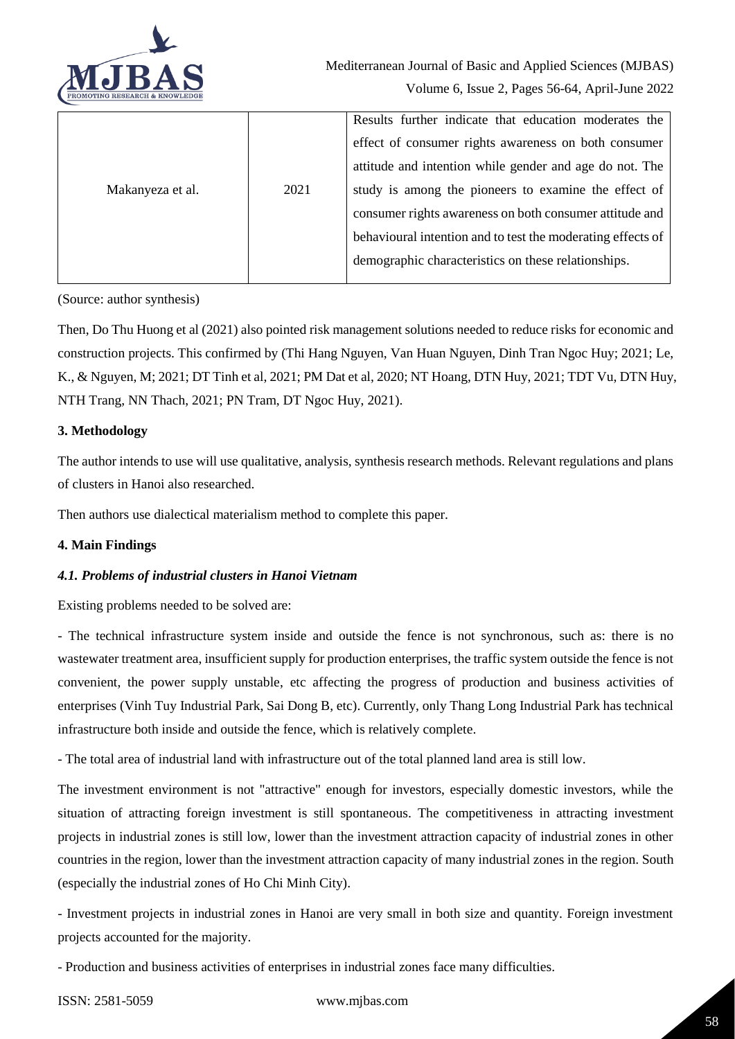| | | |
|---|---|---|
| Makanyeza et al. | 2021 | Results further indicate that education moderates the effect of consumer rights awareness on both consumer attitude and intention while gender and age do not. The study is among the pioneers to examine the effect of consumer rights awareness on both consumer attitude and behavioural intention and to test the moderating effects of demographic characteristics on these relationships. |

(Source: author synthesis)

Then, Do Thu Huong et al (2021) also pointed risk management solutions needed to reduce risks for economic and construction projects. This confirmed by (Thi Hang Nguyen, Van Huan Nguyen, Dinh Tran Ngoc Huy; 2021; Le, K., & Nguyen, M; 2021; DT Tinh et al, 2021; PM Dat et al, 2020; NT Hoang, DTN Huy, 2021; TDT Vu, DTN Huy, NTH Trang, NN Thach, 2021; PN Tram, DT Ngoc Huy, 2021).

### 3. Methodology

The author intends to use will use qualitative, analysis, synthesis research methods. Relevant regulations and plans of clusters in Hanoi also researched.

Then authors use dialectical materialism method to complete this paper.

### 4. Main Findings

#### *4.1. Problems of industrial clusters in Hanoi Vietnam*

Existing problems needed to be solved are:

- The technical infrastructure system inside and outside the fence is not synchronous, such as: there is no wastewater treatment area, insufficient supply for production enterprises, the traffic system outside the fence is not convenient, the power supply unstable, etc affecting the progress of production and business activities of enterprises (Vinh Tuy Industrial Park, Sai Dong B, etc). Currently, only Thang Long Industrial Park has technical infrastructure both inside and outside the fence, which is relatively complete.

- The total area of industrial land with infrastructure out of the total planned land area is still low.

The investment environment is not "attractive" enough for investors, especially domestic investors, while the situation of attracting foreign investment is still spontaneous. The competitiveness in attracting investment projects in industrial zones is still low, lower than the investment attraction capacity of industrial zones in other countries in the region, lower than the investment attraction capacity of many industrial zones in the region. South (especially the industrial zones of Ho Chi Minh City).

- Investment projects in industrial zones in Hanoi are very small in both size and quantity. Foreign investment projects accounted for the majority.

- Production and business activities of enterprises in industrial zones face many difficulties.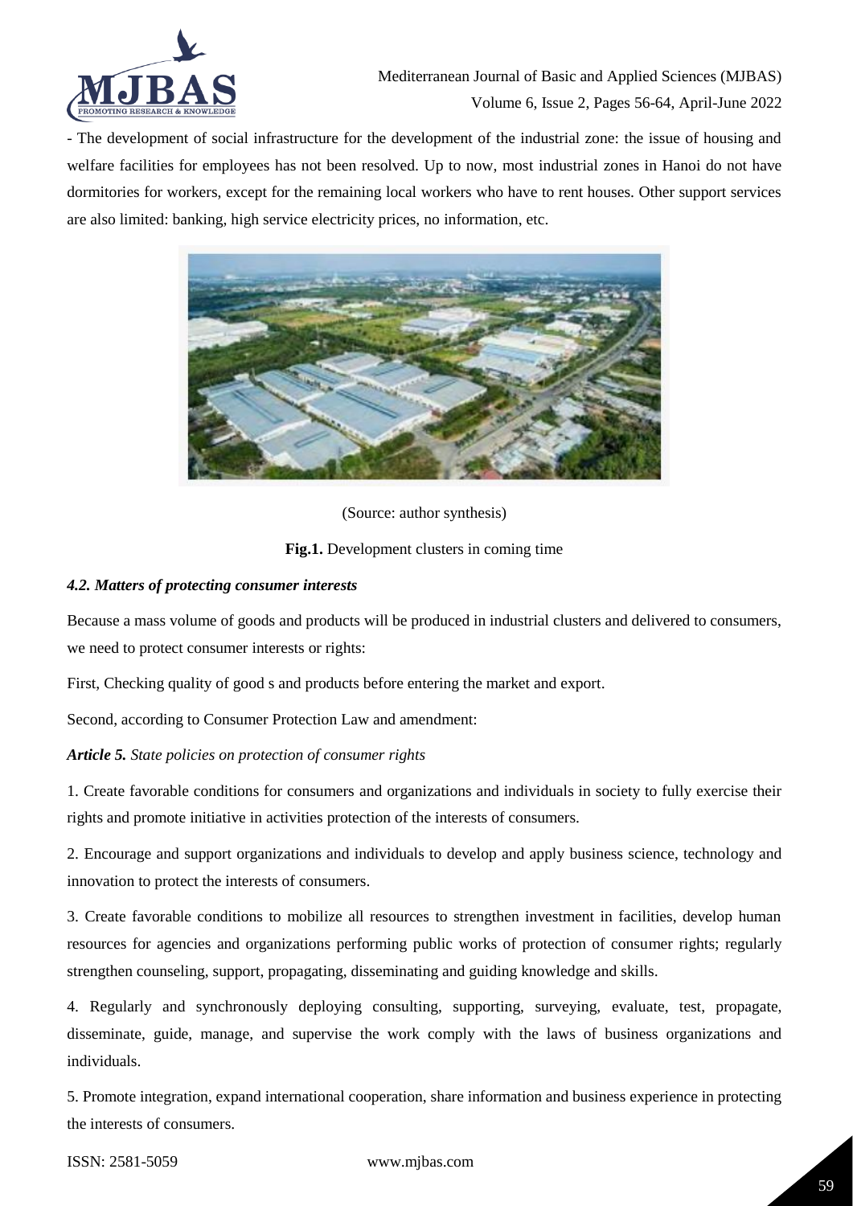- The development of social infrastructure for the development of the industrial zone: the issue of housing and welfare facilities for employees has not been resolved. Up to now, most industrial zones in Hanoi do not have dormitories for workers, except for the remaining local workers who have to rent houses. Other support services are also limited: banking, high service electricity prices, no information, etc.

(Source: author synthesis)

**Fig.1.** Development clusters in coming time

### *4.2. Matters of protecting consumer interests*

Because a mass volume of goods and products will be produced in industrial clusters and delivered to consumers, we need to protect consumer interests or rights:

First, Checking quality of good s and products before entering the market and export.

Second, according to Consumer Protection Law and amendment:

***Article 5.*** *State policies on protection of consumer rights*

1. Create favorable conditions for consumers and organizations and individuals in society to fully exercise their rights and promote initiative in activities protection of the interests of consumers.

2. Encourage and support organizations and individuals to develop and apply business science, technology and innovation to protect the interests of consumers.

3. Create favorable conditions to mobilize all resources to strengthen investment in facilities, develop human resources for agencies and organizations performing public works of protection of consumer rights; regularly strengthen counseling, support, propagating, disseminating and guiding knowledge and skills.

4. Regularly and synchronously deploying consulting, supporting, surveying, evaluate, test, propagate, disseminate, guide, manage, and supervise the work comply with the laws of business organizations and individuals.

5. Promote integration, expand international cooperation, share information and business experience in protecting the interests of consumers.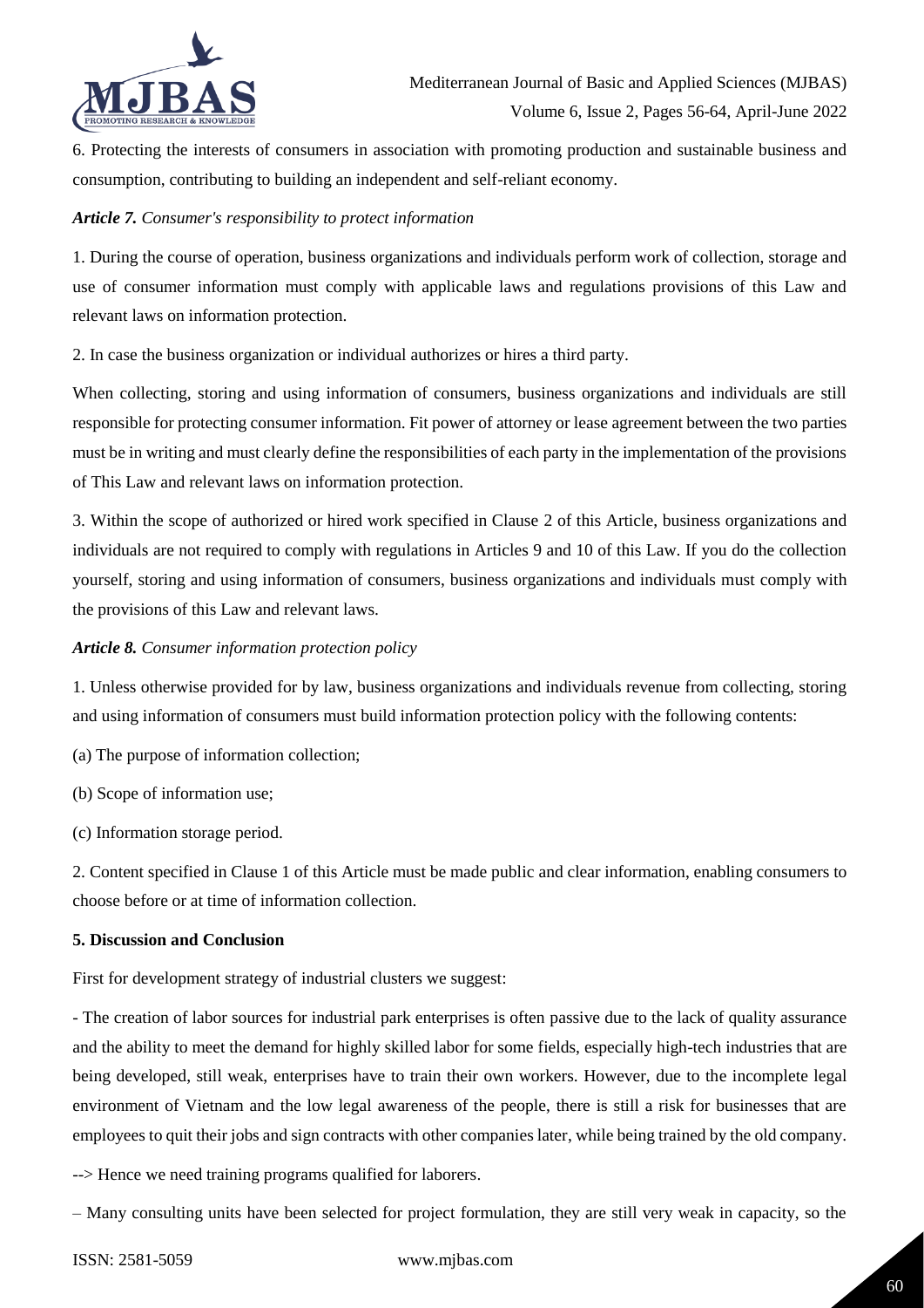6. Protecting the interests of consumers in association with promoting production and sustainable business and consumption, contributing to building an independent and self-reliant economy.

***Article 7.*** *Consumer's responsibility to protect information*

1. During the course of operation, business organizations and individuals perform work of collection, storage and use of consumer information must comply with applicable laws and regulations provisions of this Law and relevant laws on information protection.

2. In case the business organization or individual authorizes or hires a third party.

When collecting, storing and using information of consumers, business organizations and individuals are still responsible for protecting consumer information. Fit power of attorney or lease agreement between the two parties must be in writing and must clearly define the responsibilities of each party in the implementation of the provisions of This Law and relevant laws on information protection.

3. Within the scope of authorized or hired work specified in Clause 2 of this Article, business organizations and individuals are not required to comply with regulations in Articles 9 and 10 of this Law. If you do the collection yourself, storing and using information of consumers, business organizations and individuals must comply with the provisions of this Law and relevant laws.

***Article 8.*** *Consumer information protection policy*

1. Unless otherwise provided for by law, business organizations and individuals revenue from collecting, storing and using information of consumers must build information protection policy with the following contents:

(a) The purpose of information collection;

(b) Scope of information use;

(c) Information storage period.

2. Content specified in Clause 1 of this Article must be made public and clear information, enabling consumers to choose before or at time of information collection.

**5. Discussion and Conclusion**

First for development strategy of industrial clusters we suggest:

- The creation of labor sources for industrial park enterprises is often passive due to the lack of quality assurance and the ability to meet the demand for highly skilled labor for some fields, especially high-tech industries that are being developed, still weak, enterprises have to train their own workers. However, due to the incomplete legal environment of Vietnam and the low legal awareness of the people, there is still a risk for businesses that are employees to quit their jobs and sign contracts with other companies later, while being trained by the old company.

--> Hence we need training programs qualified for laborers.

– Many consulting units have been selected for project formulation, they are still very weak in capacity, so the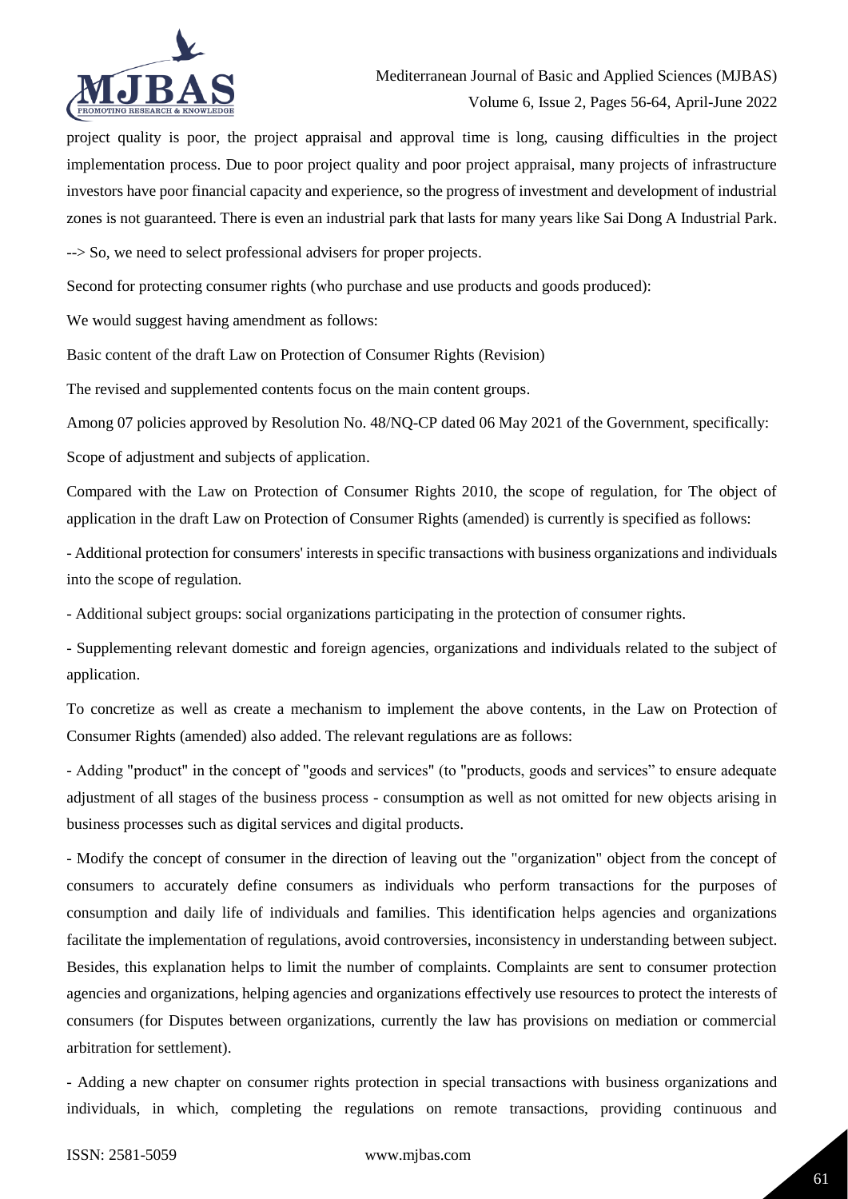project quality is poor, the project appraisal and approval time is long, causing difficulties in the project implementation process. Due to poor project quality and poor project appraisal, many projects of infrastructure investors have poor financial capacity and experience, so the progress of investment and development of industrial zones is not guaranteed. There is even an industrial park that lasts for many years like Sai Dong A Industrial Park.

--> So, we need to select professional advisers for proper projects.

Second for protecting consumer rights (who purchase and use products and goods produced):

We would suggest having amendment as follows:

Basic content of the draft Law on Protection of Consumer Rights (Revision)

The revised and supplemented contents focus on the main content groups.

Among 07 policies approved by Resolution No. 48/NQ-CP dated 06 May 2021 of the Government, specifically:

Scope of adjustment and subjects of application.

Compared with the Law on Protection of Consumer Rights 2010, the scope of regulation, for The object of application in the draft Law on Protection of Consumer Rights (amended) is currently is specified as follows:

- Additional protection for consumers' interests in specific transactions with business organizations and individuals into the scope of regulation.

- Additional subject groups: social organizations participating in the protection of consumer rights.

- Supplementing relevant domestic and foreign agencies, organizations and individuals related to the subject of application.

To concretize as well as create a mechanism to implement the above contents, in the Law on Protection of Consumer Rights (amended) also added. The relevant regulations are as follows:

- Adding "product" in the concept of "goods and services" (to "products, goods and services" to ensure adequate adjustment of all stages of the business process - consumption as well as not omitted for new objects arising in business processes such as digital services and digital products.

- Modify the concept of consumer in the direction of leaving out the "organization" object from the concept of consumers to accurately define consumers as individuals who perform transactions for the purposes of consumption and daily life of individuals and families. This identification helps agencies and organizations facilitate the implementation of regulations, avoid controversies, inconsistency in understanding between subject. Besides, this explanation helps to limit the number of complaints. Complaints are sent to consumer protection agencies and organizations, helping agencies and organizations effectively use resources to protect the interests of consumers (for Disputes between organizations, currently the law has provisions on mediation or commercial arbitration for settlement).

- Adding a new chapter on consumer rights protection in special transactions with business organizations and individuals, in which, completing the regulations on remote transactions, providing continuous and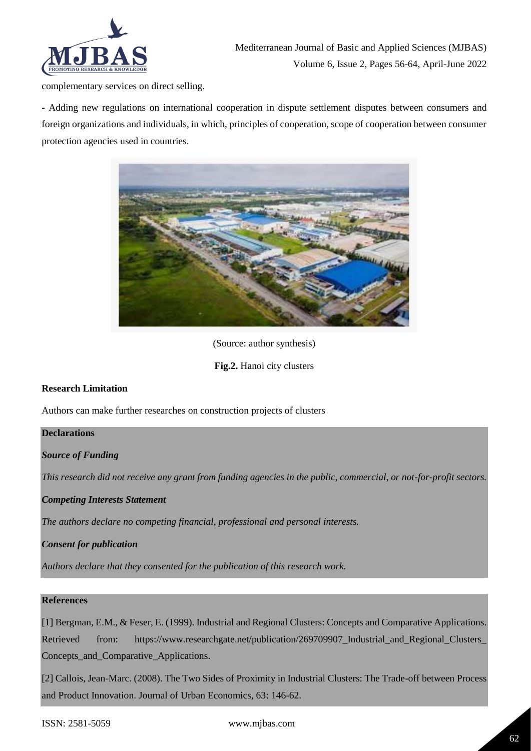complementary services on direct selling.

- Adding new regulations on international cooperation in dispute settlement disputes between consumers and foreign organizations and individuals, in which, principles of cooperation, scope of cooperation between consumer protection agencies used in countries.

(Source: author synthesis)

**Fig.2.** Hanoi city clusters

**Research Limitation**

Authors can make further researches on construction projects of clusters

**Declarations**

***Source of Funding***

*This research did not receive any grant from funding agencies in the public, commercial, or not-for-profit sectors.*

***Competing Interests Statement***

*The authors declare no competing financial, professional and personal interests.*

***Consent for publication***

*Authors declare that they consented for the publication of this research work.*

**References**

[1] Bergman, E.M., & Feser, E. (1999). Industrial and Regional Clusters: Concepts and Comparative Applications. Retrieved from: https://www.researchgate.net/publication/269709907_Industrial_and_Regional_Clusters_Concepts_and_Comparative_Applications.

[2] Callois, Jean-Marc. (2008). The Two Sides of Proximity in Industrial Clusters: The Trade-off between Process and Product Innovation. Journal of Urban Economics, 63: 146-62.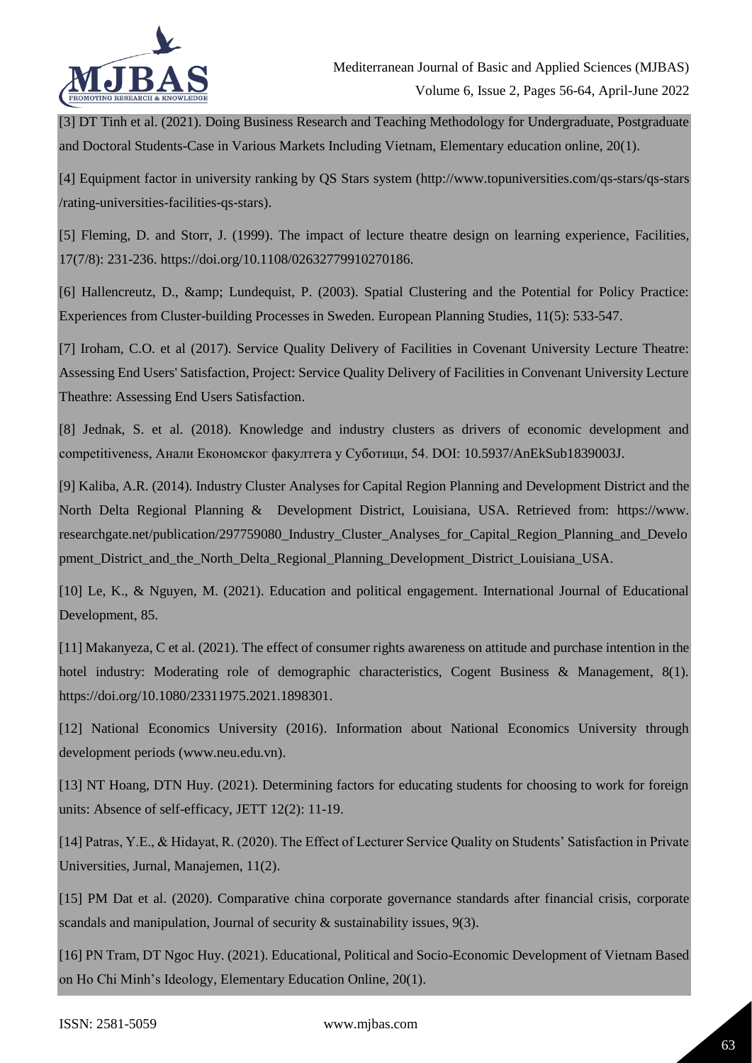[3] DT Tinh et al. (2021). Doing Business Research and Teaching Methodology for Undergraduate, Postgraduate and Doctoral Students-Case in Various Markets Including Vietnam, Elementary education online, 20(1).

[4] Equipment factor in university ranking by QS Stars system (http://www.topuniversities.com/qs-stars/qs-stars /rating-universities-facilities-qs-stars).

[5] Fleming, D. and Storr, J. (1999). The impact of lecture theatre design on learning experience, Facilities, 17(7/8): 231-236. https://doi.org/10.1108/02632779910270186.

[6] Hallencreutz, D., &amp; Lundequist, P. (2003). Spatial Clustering and the Potential for Policy Practice: Experiences from Cluster-building Processes in Sweden. European Planning Studies, 11(5): 533-547.

[7] Iroham, C.O. et al (2017). Service Quality Delivery of Facilities in Covenant University Lecture Theatre: Assessing End Users' Satisfaction, Project: Service Quality Delivery of Facilities in Convenant University Lecture Theathre: Assessing End Users Satisfaction.

[8] Jednak, S. et al. (2018). Knowledge and industry clusters as drivers of economic development and competitiveness, Анали Економског факултета у Суботици, 54. DOI: 10.5937/AnEkSub1839003J.

[9] Kaliba, A.R. (2014). Industry Cluster Analyses for Capital Region Planning and Development District and the North Delta Regional Planning & Development District, Louisiana, USA. Retrieved from: https://www. researchgate.net/publication/297759080_Industry_Cluster_Analyses_for_Capital_Region_Planning_and_Development_District_and_the_North_Delta_Regional_Planning_Development_District_Louisiana_USA.

[10] Le, K., & Nguyen, M. (2021). Education and political engagement. International Journal of Educational Development, 85.

[11] Makanyeza, C et al. (2021). The effect of consumer rights awareness on attitude and purchase intention in the hotel industry: Moderating role of demographic characteristics, Cogent Business & Management, 8(1). https://doi.org/10.1080/23311975.2021.1898301.

[12] National Economics University (2016). Information about National Economics University through development periods (www.neu.edu.vn).

[13] NT Hoang, DTN Huy. (2021). Determining factors for educating students for choosing to work for foreign units: Absence of self-efficacy, JETT 12(2): 11-19.

[14] Patras, Y.E., & Hidayat, R. (2020). The Effect of Lecturer Service Quality on Students' Satisfaction in Private Universities, Jurnal, Manajemen, 11(2).

[15] PM Dat et al. (2020). Comparative china corporate governance standards after financial crisis, corporate scandals and manipulation, Journal of security & sustainability issues, 9(3).

[16] PN Tram, DT Ngoc Huy. (2021). Educational, Political and Socio-Economic Development of Vietnam Based on Ho Chi Minh's Ideology, Elementary Education Online, 20(1).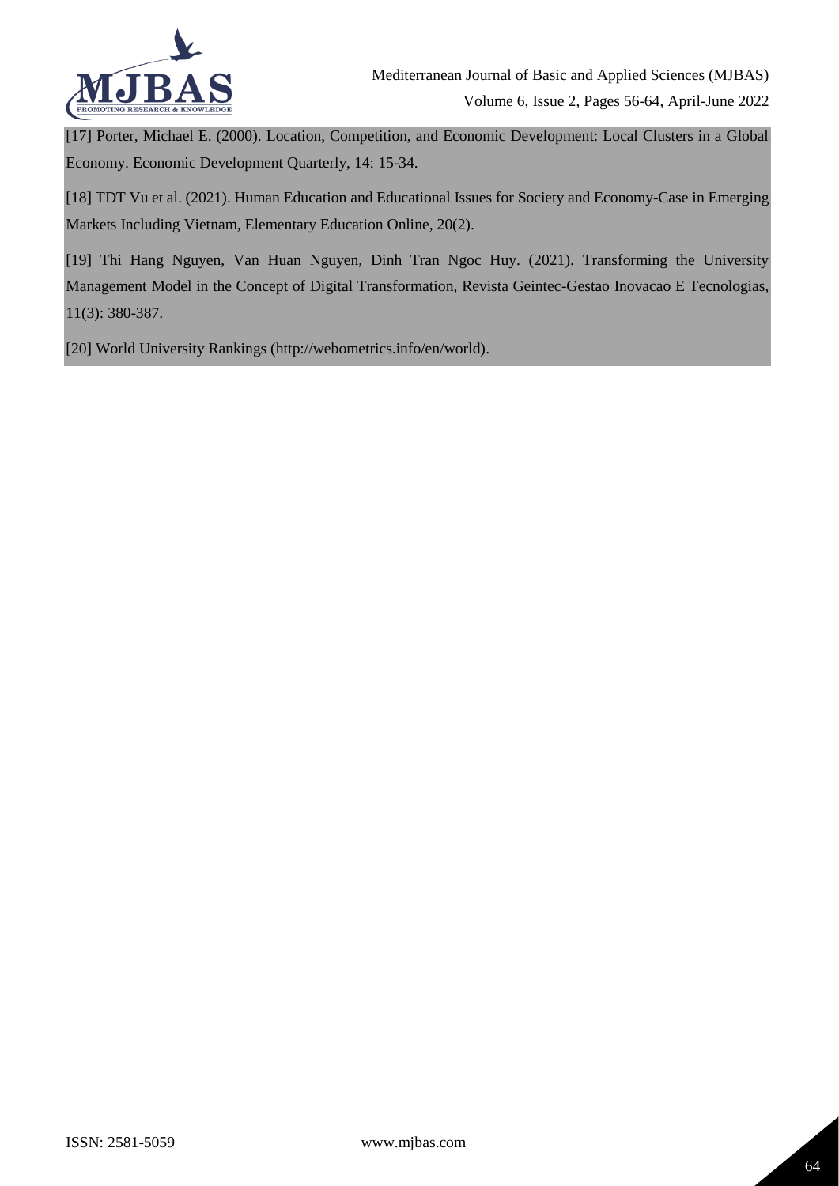[17] Porter, Michael E. (2000). Location, Competition, and Economic Development: Local Clusters in a Global Economy. Economic Development Quarterly, 14: 15-34.

[18] TDT Vu et al. (2021). Human Education and Educational Issues for Society and Economy-Case in Emerging Markets Including Vietnam, Elementary Education Online, 20(2).

[19] Thi Hang Nguyen, Van Huan Nguyen, Dinh Tran Ngoc Huy. (2021). Transforming the University Management Model in the Concept of Digital Transformation, Revista Geintec-Gestao Inovacao E Tecnologias, 11(3): 380-387.

[20] World University Rankings (http://webometrics.info/en/world).